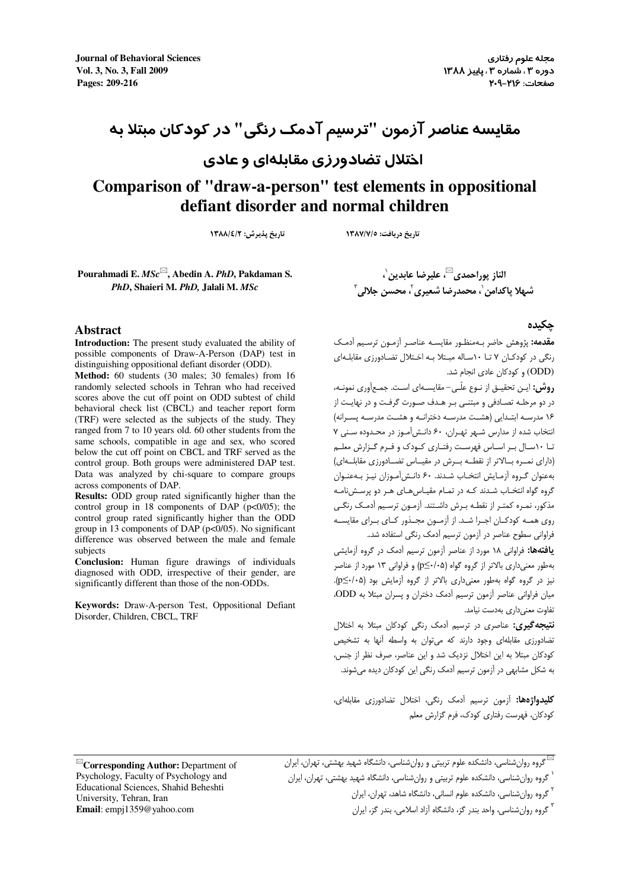# مقایسه عناصر آزمون "ترسیم آدمک رنگی" در کودکان مبتلا به اختلال تضادورزی مقابله‌ای و عادی

# Comparison of "draw-a-person" test elements in oppositional defiant disorder and normal children

تاریخ دریافت: ۱۳۸۷/۷/۵ تاریخ پذیرش: ۱۳۸۸/۴/۲

الناز پوراحمدی✉، علیرضا عابدین[۱]، شهلا پاکدامن[۱]، محمدرضا شعیری[۲]، محسن جلالی[۳]

## چکیده

**مقدمه:** پژوهش حاضر به‌منظور مقایسه عناصر آزمون ترسیم آدمک رنگی در کودکان ۷ تا ۱۰ساله مبتلا به اختلال تضادورزی مقابله‌ای (ODD) و کودکان عادی انجام شد.

**روش:** این تحقیق از نوع علّی- مقایسه‌ای است. جمع‌آوری نمونه، در دو مرحله تصادفی و مبتنی بر هدف صورت گرفت و در نهایت از ۱۶ مدرسه ابتدایی (هشت مدرسه دخترانه و هشت مدرسه پسرانه) انتخاب شده از مدارس شهر تهران، ۶۰ دانش‌آموز در محدوده سنی ۷ تا ۱۰سال بر اساس فهرست رفتاری کودک و فرم گزارش معلم (دارای نمره بالاتر از نقطه برش در مقیاس تضادورزی مقابله‌ای) به‌عنوان گروه آزمایش انتخاب شدند. ۶۰ دانش‌آموزان نیز به‌عنوان گروه گواه انتخاب شدند که در تمام مقیاس‌های هر دو پرسش‌نامه مذکور، نمره کمتر از نقطه برش داشتند. آزمون ترسیم آدمک رنگی روی همه کودکان اجرا شد. از آزمون مجذور کای برای مقایسه فراوانی سطوح عناصر در آزمون ترسیم آدمک رنگی استفاده شد.

**یافته‌ها:** فراوانی ۱۸ مورد از عناصر آزمون ترسیم آدمک در گروه آزمایشی به‌طور معنی‌داری بالاتر از گروه گواه ($p\leq 0/05$) و فراوانی ۱۳ مورد از عناصر نیز در گروه گواه به‌طور معنی‌داری بالاتر از گروه آزمایش بود ($p\leq 0/05$). میان فراوانی عناصر آزمون ترسیم آدمک دختران و پسران مبتلا به ODD، تفاوت معنی‌داری به‌دست نیامد.

**نتیجه‌گیری:** عناصری در ترسیم آدمک رنگی کودکان مبتلا به اختلال تضادورزی مقابله‌ای وجود دارند که می‌توان به واسطه آنها به تشخیص کودکان مبتلا به این اختلال نزدیک شد و این عناصر، صرف نظر از جنس، به شکل مشابهی در آزمون ترسیم آدمک رنگی این کودکان دیده می‌شوند.

**کلیدواژه‌ها:** آزمون ترسیم آدمک رنگی، اختلال تضادورزی مقابله‌ای، کودکان، فهرست رفتاری کودک، فرم گزارش معلم

**Pourahmadi E.** *MSc*✉, **Abedin A.** *PhD*, **Pakdaman S.** *PhD*, **Shaieri M.** *PhD*, **Jalali M.** *MSc*

## Abstract

**Introduction:** The present study evaluated the ability of possible components of Draw-A-Person (DAP) test in distinguishing oppositional defiant disorder (ODD).

**Method:** 60 students (30 males; 30 females) from 16 randomly selected schools in Tehran who had received scores above the cut off point on ODD subtest of child behavioral check list (CBCL) and teacher report form (TRF) were selected as the subjects of the study. They ranged from 7 to 10 years old. 60 other students from the same schools, compatible in age and sex, who scored below the cut off point on CBCL and TRF served as the control group. Both groups were administered DAP test. Data was analyzed by chi-square to compare groups across components of DAP.

**Results:** ODD group rated significantly higher than the control group in 18 components of DAP ($p<0/05$); the control group rated significantly higher than the ODD group in 13 components of DAP ($p<0/05$). No significant difference was observed between the male and female subjects

**Conclusion:** Human figure drawings of individuals diagnosed with ODD, irrespective of their gender, are significantly different than those of the non-ODDs.

**Keywords:** Draw-A-person Test, Oppositional Defiant Disorder, Children, CBCL, TRF

---

✉ گروه روان‌شناسی، دانشکده علوم تربیتی و روان‌شناسی، دانشگاه شهید بهشتی، تهران، ایران

[۱] گروه روان‌شناسی، دانشکده علوم تربیتی و روان‌شناسی، دانشگاه شهید بهشتی، تهران، ایران

[۲] گروه روان‌شناسی، دانشکده علوم انسانی، دانشگاه شاهد، تهران، ایران

[۳] گروه روان‌شناسی، واحد بندر گز، دانشگاه آزاد اسلامی، بندر گز، ایران

✉**Corresponding Author:** Department of Psychology, Faculty of Psychology and Educational Sciences, Shahid Beheshti University, Tehran, Iran
**Email**: empj1359@yahoo.com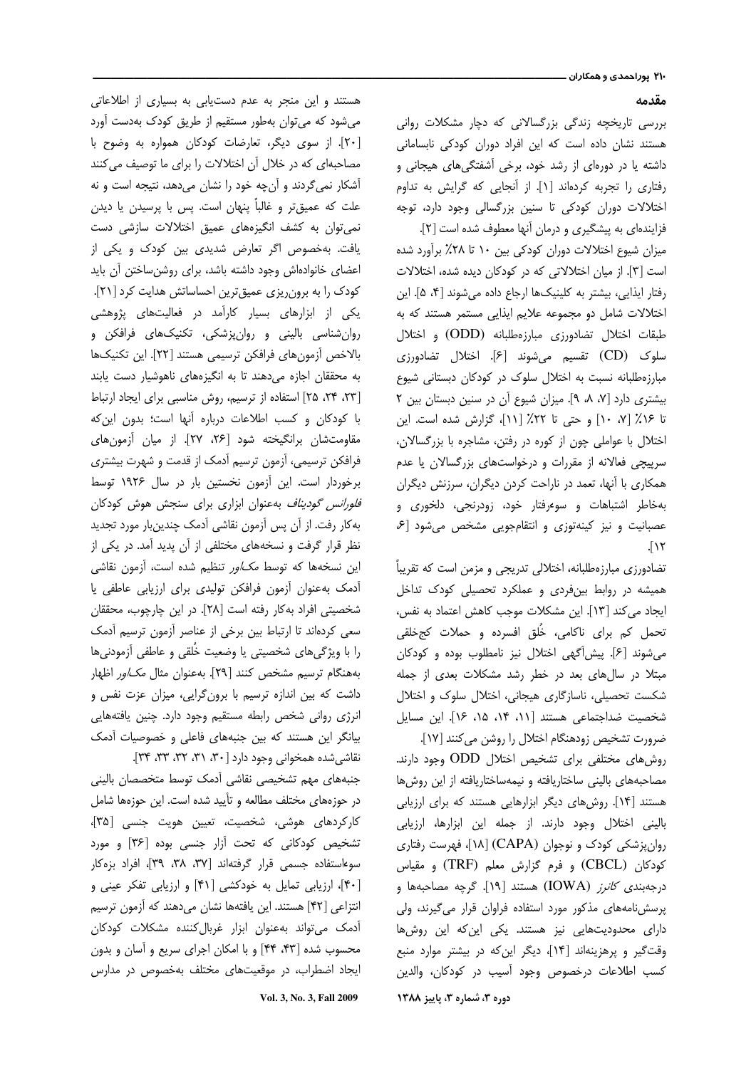## مقدمه

بررسی تاریخچه زندگی بزرگسالانی که دچار مشکلات روانی هستند نشان داده است که این افراد دوران کودکی نابسامانی داشته یا در دوره‌ای از رشد خود، برخی آشفتگی‌های هیجانی و رفتاری را تجربه کرده‌اند [۱]. از آنجایی که گرایش به تداوم اختلالات دوران کودکی تا سنین بزرگسالی وجود دارد، توجه فزاینده‌ای به پیشگیری و درمان آنها معطوف شده است [۲].

میزان شیوع اختلالات دوران کودکی بین ۱۰ تا ۲۸٪ برآورد شده است [۳]. از میان اختلالاتی که در کودکان دیده شده، اختلالات رفتار ایذایی، بیشتر به کلینیک‌ها ارجاع داده می‌شوند [۴، ۵]. این اختلالات شامل دو مجموعه علایم ایذایی مستمر هستند که به طبقات اختلال تضادورزی مبارزه‌طلبانه (ODD) و اختلال سلوک (CD) تقسیم می‌شوند [۶]. اختلال تضادورزی مبارزه‌طلبانه نسبت به اختلال سلوک در کودکان دبستانی شیوع بیشتری دارد [۷، ۸، ۹]. میزان شیوع آن در سنین دبستان بین ۲ تا ۱۶٪ [۷، ۱۰] و حتی تا ۲۲٪ [۱۱]، گزارش شده است. این اختلال با عواملی چون از کوره در رفتن، مشاجره با بزرگسالان، سرپیچی فعالانه از مقررات و درخواست‌های بزرگسالان یا عدم همکاری با آنها، تعمد در ناراحت کردن دیگران، سرزنش دیگران به‌خاطر اشتباهات و سوءرفتار خود، زودرنجی، دلخوری و عصبانیت و نیز کینه‌توزی و انتقام‌جویی مشخص می‌شود [۶، ۱۲].

تضادورزی مبارزه‌طلبانه، اختلالی تدریجی و مزمن است که تقریباً همیشه در روابط بین‌فردی و عملکرد تحصیلی کودک تداخل ایجاد می‌کند [۱۳]. این مشکلات موجب کاهش اعتماد به نفس، تحمل کم برای ناکامی، خُلق افسرده و حملات کج‌خلقی می‌شوند [۶]. پیش‌آگهی اختلال نیز نامطلوب بوده و کودکان مبتلا در سال‌های بعد در خطر رشد مشکلات بعدی از جمله شکست تحصیلی، ناسازگاری هیجانی، اختلال سلوک و اختلال شخصیت ضداجتماعی هستند [۱۱، ۱۴، ۱۵، ۱۶]. این مسایل ضرورت تشخیص زودهنگام اختلال را روشن می‌کنند [۱۷].

روش‌های مختلفی برای تشخیص اختلال ODD وجود دارند. مصاحبه‌های بالینی ساختاریافته و نیمه‌ساختاریافته از این روش‌ها هستند [۱۴]. روش‌های دیگر ابزارهایی هستند که برای ارزیابی بالینی اختلال وجود دارند. از جمله این ابزارها، ارزیابی روان‌پزشکی کودک و نوجوان (CAPA) [۱۸]، فهرست رفتاری کودکان (CBCL) و فرم گزارش معلم (TRF) و مقیاس درجه‌بندی *کانرز* (IOWA) هستند [۱۹]. گرچه مصاحبه‌ها و پرسش‌نامه‌های مذکور مورد استفاده فراوان قرار می‌گیرند، ولی دارای محدودیت‌هایی نیز هستند. یکی این‌که این روش‌ها وقت‌گیر و پرهزینه‌اند [۱۴]، دیگر این‌که در بیشتر موارد منبع کسب اطلاعات درخصوص وجود آسیب در کودکان، والدین هستند و این منجر به عدم دست‌یابی به بسیاری از اطلاعاتی می‌شود که می‌توان به‌طور مستقیم از طریق کودک به‌دست آورد [۲۰]. از سوی دیگر، تعارضات کودکان همواره به وضوح با مصاحبه‌ای که در خلال آن اختلالات را برای ما توصیف می‌کنند آشکار نمی‌گردند و آن‌چه خود را نشان می‌دهد، نتیجه است و نه علت که عمیق‌تر و غالباً پنهان است. پس با پرسیدن یا دیدن نمی‌توان به کشف انگیزه‌های عمیق اختلالات سازشی دست یافت. به‌خصوص اگر تعارض شدیدی بین کودک و یکی از اعضای خانواده‌اش وجود داشته باشد، برای روشن‌ساختن آن باید کودک را به برون‌ریزی عمیق‌ترین احساساتش هدایت کرد [۲۱].

یکی از ابزارهای بسیار کارآمد در فعالیت‌های پژوهشی روان‌شناسی بالینی و روان‌پزشکی، تکنیک‌های فرافکن و بالاخص آزمون‌های فرافکن ترسیمی هستند [۲۲]. این تکنیک‌ها به محققان اجازه می‌دهند تا به انگیزه‌های ناهوشیار دست یابند [۲۳، ۲۴، ۲۵] استفاده از ترسیم، روش مناسبی برای ایجاد ارتباط با کودکان و کسب اطلاعات درباره آنها است؛ بدون این‌که مقاومت‌شان برانگیخته شود [۲۶، ۲۷]. از میان آزمون‌های فرافکن ترسیمی، آزمون ترسیم آدمک از قدمت و شهرت بیشتری برخوردار است. این آزمون نخستین بار در سال ۱۹۲۶ توسط *فلورانس گودیناف* به‌عنوان ابزاری برای سنجش هوش کودکان به‌کار رفت. از آن پس آزمون نقاشی آدمک چندین‌بار مورد تجدید نظر قرار گرفت و نسخه‌های مختلفی از آن پدید آمد. در یکی از این نسخه‌ها که توسط *مک‌اور* تنظیم شده است، آزمون نقاشی آدمک به‌عنوان آزمون فرافکن تولیدی برای ارزیابی عاطفی یا شخصیتی افراد به‌کار رفته است [۲۸]. در این چارچوب، محققان سعی کرده‌اند تا ارتباط بین برخی از عناصر آزمون ترسیم آدمک را با ویژگی‌های شخصیتی یا وضعیت خُلقی و عاطفی آزمودنی‌ها به‌هنگام ترسیم مشخص کنند [۲۹]. به‌عنوان مثال *مک‌اور* اظهار داشت که بین اندازه ترسیم با برون‌گرایی، میزان عزت نفس و انرژی روانی شخص رابطه مستقیم وجود دارد. چنین یافته‌هایی بیانگر این هستند که بین جنبه‌های فاعلی و خصوصیات آدمک نقاشی‌شده همخوانی وجود دارد [۳۰، ۳۱، ۳۲، ۳۳، ۳۴].

جنبه‌های مهم تشخیصی نقاشی آدمک توسط متخصصان بالینی در حوزه‌های مختلف مطالعه و تأیید شده است. این حوزه‌ها شامل کارکردهای هوشی، شخصیت، تعیین هویت جنسی [۳۵]، تشخیص کودکانی که تحت آزار جنسی بوده [۳۶] و مورد سوءاستفاده جسمی قرار گرفته‌اند [۳۷، ۳۸، ۳۹]، افراد بزه‌کار [۴۰]، ارزیابی تمایل به خودکشی [۴۱] و ارزیابی تفکر عینی و انتزاعی [۴۲] هستند. این یافته‌ها نشان می‌دهند که آزمون ترسیم آدمک می‌تواند به‌عنوان ابزار غربال‌کننده مشکلات کودکان محسوب شده [۴۳، ۴۴] و با امکان اجرای سریع و آسان و بدون ایجاد اضطراب، در موقعیت‌های مختلف به‌خصوص در مدارس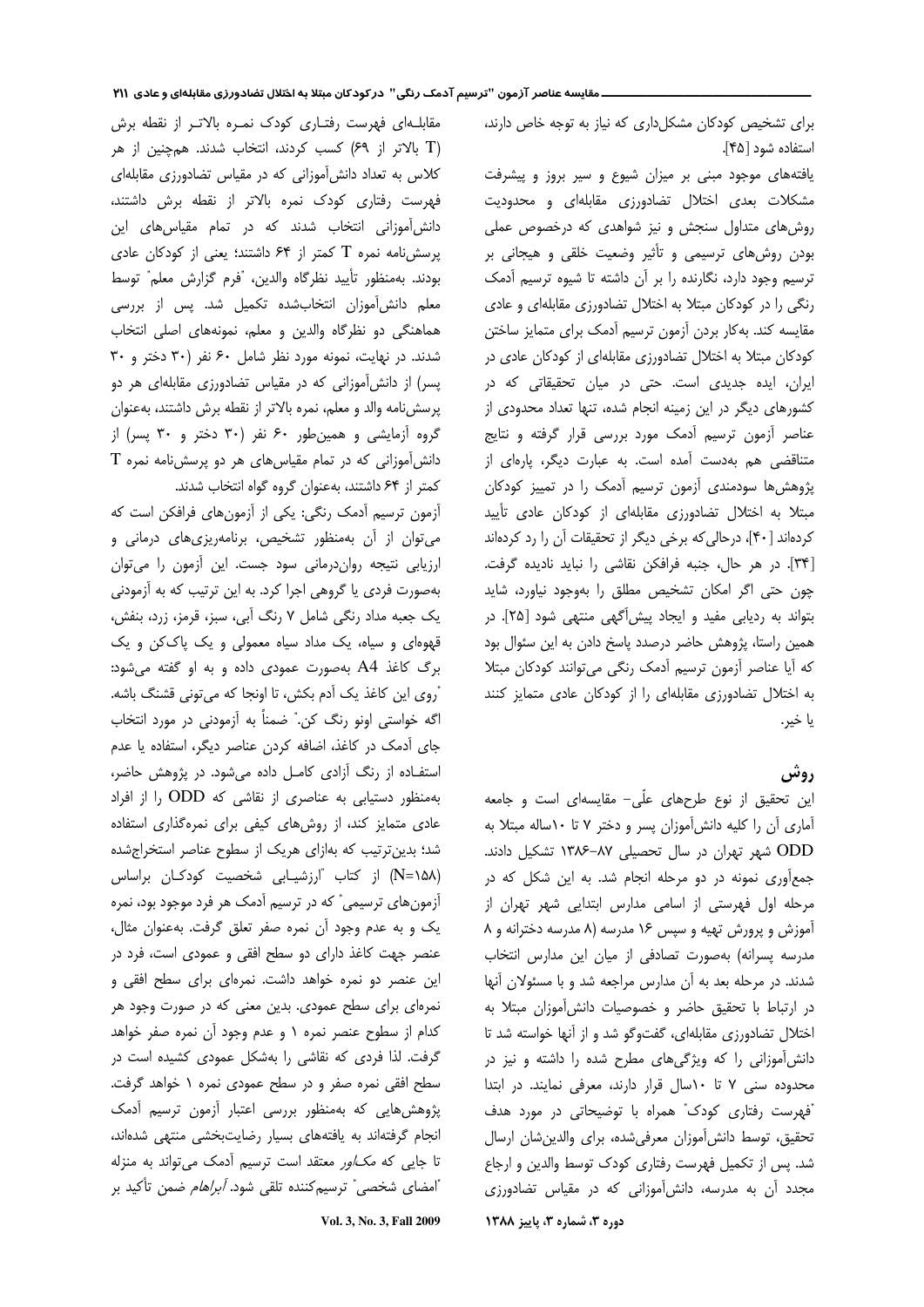برای تشخیص کودکان مشکل‌داری که نیاز به توجه خاص دارند، استفاده شود [۴۵].

یافته‌های موجود مبنی بر میزان شیوع و سیر بروز و پیشرفت مشکلات بعدی اختلال تضادورزی مقابله‌ای و محدودیت روش‌های متداول سنجش و نیز شواهدی که درخصوص عملی بودن روش‌های ترسیمی و تأثیر وضعیت خلقی و هیجانی بر ترسیم وجود دارد، نگارنده را بر آن داشته تا شیوه ترسیم آدمک رنگی را در کودکان مبتلا به اختلال تضادورزی مقابله‌ای و عادی مقایسه کند. به‌کار بردن آزمون ترسیم آدمک برای متمایز ساختن کودکان مبتلا به اختلال تضادورزی مقابله‌ای از کودکان عادی در ایران، ایده جدیدی است. حتی در میان تحقیقاتی که در کشورهای دیگر در این زمینه انجام شده، تنها تعداد محدودی از عناصر آزمون ترسیم آدمک مورد بررسی قرار گرفته و نتایج متناقضی هم به‌دست آمده است. به عبارت دیگر، پاره‌ای از پژوهش‌ها سودمندی آزمون ترسیم آدمک را در تمییز کودکان مبتلا به اختلال تضادورزی مقابله‌ای از کودکان عادی تأیید کرده‌اند [۴۰]، درحالی‌که برخی دیگر از تحقیقات آن را رد کرده‌اند [۳۴]. در هر حال، جنبه فرافکن نقاشی را نباید نادیده گرفت. چون حتی اگر امکان تشخیص مطلق را به‌وجود نیاورد، شاید بتواند به ردیابی مفید و ایجاد پیش‌آگهی منتهی شود [۲۵]. در همین راستا، پژوهش حاضر درصدد پاسخ دادن به این سئوال بود که آیا عناصر آزمون ترسیم آدمک رنگی می‌توانند کودکان مبتلا به اختلال تضادورزی مقابله‌ای را از کودکان عادی متمایز کنند یا خیر.

## روش

این تحقیق از نوع طرح‌های علّی- مقایسه‌ای است و جامعه آماری آن را کلیه دانش‌آموزان پسر و دختر ۷ تا ۱۰ساله مبتلا به ODD شهر تهران در سال تحصیلی ۸۷-۱۳۸۶ تشکیل دادند. جمع‌آوری نمونه در دو مرحله انجام شد. به این شکل که در مرحله اول فهرستی از اسامی مدارس ابتدایی شهر تهران از آموزش و پرورش تهیه و سپس ۱۶ مدرسه (۸ مدرسه دخترانه و ۸ مدرسه پسرانه) به‌صورت تصادفی از میان این مدارس انتخاب شدند. در مرحله بعد به آن مدارس مراجعه شد و با مسئولان آنها در ارتباط با تحقیق حاضر و خصوصیات دانش‌آموزان مبتلا به اختلال تضادورزی مقابله‌ای، گفت‌وگو شد و از آنها خواسته شد تا دانش‌آموزانی را که ویژگی‌های مطرح شده را داشته و نیز در محدوده سنی ۷ تا ۱۰سال قرار دارند، معرفی نمایند. در ابتدا "فهرست رفتاری کودک" همراه با توضیحاتی در مورد هدف تحقیق، توسط دانش‌آموزان معرفی‌شده، برای والدین‌شان ارسال شد. پس از تکمیل فهرست رفتاری کودک توسط والدین و ارجاع مجدد آن به مدرسه، دانش‌آموزانی که در مقیاس تضادورزی مقابله‌ای فهرست رفتاری کودک نمره بالاتر از نقطه برش (T بالاتر از ۶۹) کسب کردند، انتخاب شدند. همچنین از هر کلاس به تعداد دانش‌آموزانی که در مقیاس تضادورزی مقابله‌ای فهرست رفتاری کودک نمره بالاتر از نقطه برش داشتند، دانش‌آموزانی انتخاب شدند که در تمام مقیاس‌های این پرسش‌نامه نمره T کمتر از ۶۴ داشتند؛ یعنی از کودکان عادی بودند. به‌منظور تأیید نظرگاه والدین، "فرم گزارش معلم" توسط معلم دانش‌آموزان انتخاب‌شده تکمیل شد. پس از بررسی هماهنگی دو نظرگاه والدین و معلم، نمونه‌های اصلی انتخاب شدند. در نهایت، نمونه مورد نظر شامل ۶۰ نفر (۳۰ دختر و ۳۰ پسر) از دانش‌آموزانی که در مقیاس تضادورزی مقابله‌ای هر دو پرسش‌نامه والد و معلم، نمره بالاتر از نقطه برش داشتند، به‌عنوان گروه آزمایشی و همین‌طور ۶۰ نفر (۳۰ دختر و ۳۰ پسر) از دانش‌آموزانی که در تمام مقیاس‌های هر دو پرسش‌نامه نمره T کمتر از ۶۴ داشتند، به‌عنوان گروه گواه انتخاب شدند.

آزمون ترسیم آدمک رنگی: یکی از آزمون‌های فرافکن است که می‌توان از آن به‌منظور تشخیص، برنامه‌ریزی‌های درمانی و ارزیابی نتیجه روان‌درمانی سود جست. این آزمون را می‌توان به‌صورت فردی یا گروهی اجرا کرد. به این ترتیب که به آزمودنی یک جعبه مداد رنگی شامل ۷ رنگ آبی، سبز، قرمز، زرد، بنفش، قهوه‌ای و سیاه، یک مداد سیاه معمولی و یک پاک‌کن و یک برگ کاغذ A4 به‌صورت عمودی داده و به او گفته می‌شود: "روی این کاغذ یک آدم بکش، تا اونجا که می‌تونی قشنگ باشه. اگه خواستی اونو رنگ کن." ضمناً به آزمودنی در مورد انتخاب جای آدمک در کاغذ، اضافه کردن عناصر دیگر، استفاده یا عدم استفاده از رنگ آزادی کامل داده می‌شود. در پژوهش حاضر، به‌منظور دستیابی به عناصری از نقاشی که ODD را از افراد عادی متمایز کند، از روش‌های کیفی برای نمره‌گذاری استفاده شد؛ بدین‌ترتیب که به‌ازای هریک از سطوح عناصر استخراج‌شده (N=۱۵۸) از کتاب "ارزشیابی شخصیت کودکان براساس آزمون‌های ترسیمی" که در ترسیم آدمک هر فرد موجود بود، نمره یک و به عدم وجود آن نمره صفر تعلق گرفت. به‌عنوان مثال، عنصر جهت کاغذ دارای دو سطح افقی و عمودی است، فرد در این عنصر دو نمره خواهد داشت. نمره‌ای برای سطح افقی و نمره‌ای برای سطح عمودی. بدین معنی که در صورت وجود هر کدام از سطوح عنصر نمره ۱ و عدم وجود آن نمره صفر خواهد گرفت. لذا فردی که نقاشی را به‌شکل عمودی کشیده است در سطح افقی نمره صفر و در سطح عمودی نمره ۱ خواهد گرفت.

پژوهش‌هایی که به‌منظور بررسی اعتبار آزمون ترسیم آدمک انجام گرفته‌اند به یافته‌های بسیار رضایت‌بخشی منتهی شده‌اند، تا جایی که *مک‌ماور* معتقد است ترسیم آدمک می‌تواند به منزله "امضای شخصی" ترسیم‌کننده تلقی شود. *آبراهام* ضمن تأکید بر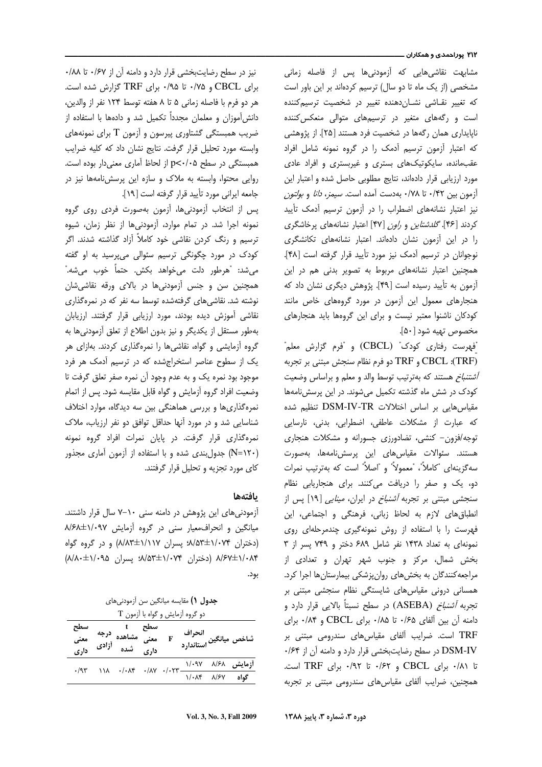مشابهت نقاشی‌هایی که آزمودنی‌ها پس از فاصله زمانی مشخصی (از یک ماه تا دو سال) ترسیم کرده‌اند بر این باور است که تغییر نقـاشی نشـان‌دهنده تغییر در شخصیت ترسیم‌کننده است و رگه‌های متغیر در ترسیم‌های متوالی منعکس‌کننده ناپایداری همان رگه‌ها در شخصیت فرد هستند [۲۵]. از پژوهشی که اعتبار آزمون ترسیم آدمک را در گروه نمونه شامل افراد عقب‌مانده، سایکوتیک‌های بستری و غیربستری و افراد عادی مورد ارزیابی قرار داده‌اند، نتایج مطلوبی حاصل شده و اعتبار این آزمون بین ۰/۴۲ تا ۰/۷۸ به‌دست آمده است. *سیمز، دانا و بولتون* نیز اعتبار نشانه‌های اضطراب را در آزمون ترسیم آدمک تأیید کردند [۴۶]. *گلدشتاین و راون* [۴۷] اعتبار نشانه‌های پرخاشگری را در این آزمون نشان داده‌اند. اعتبار نشانه‌های تکانشگری نوجوانان در ترسیم آدمک نیز مورد تأیید قرار گرفته است [۴۸]. همچنین اعتبار نشانه‌های مربوط به تصویر بدنی هم در این آزمون به تأیید رسیده است [۴۹]. پژوهش دیگری نشان داد که هنجارهای معمول این آزمون در مورد گروه‌های خاص مانند کودکان ناشنوا معتبر نیست و برای این گروه‌ها باید هنجارهای مخصوص تهیه شود [۵۰].

"فهرست رفتاری کودک" (CBCL) و "فرم گزارش معلم" (TRF): CBCL و TRF دو فرم نظام سنجش مبتنی بر تجربه *آشنباخ* هستند که به‌ترتیب توسط والد و معلم و براساس وضعیت کودک در شش ماه گذشته تکمیل می‌شوند. در این پرسش‌نامه‌ها مقیاس‌هایی بر اساس اختلالات DSM-IV-TR تنظیم شده که عبارت از مشکلات عاطفی، اضطرابی، بدنی، نارسایی توجه/فزون- کنشی، تضادورزی جسورانه و مشکلات هنجاری هستند. سئوالات مقیاس‌های این پرسش‌نامه‌ها، به‌صورت سه‌گزینه‌ای "کاملاً"، "معمولاً" و "اصلاً" است که به‌ترتیب نمرات دو، یک و صفر را دریافت می‌کنند. برای هنجاریابی نظام سنجشی مبتنی بر تجربه *آشنباخ* در ایران، *مینایی* [۱۹] پس از انطباق‌های لازم به لحاظ زبانی، فرهنگی و اجتماعی، این فهرست را با استفاده از روش نمونه‌گیری چندمرحله‌ای روی نمونه‌ای به تعداد ۱۴۳۸ نفر شامل ۶۸۹ دختر و ۷۴۹ پسر از ۳ بخش شمال، مرکز و جنوب شهر تهران و تعدادی از مراجعه‌کنندگان به بخش‌های روان‌پزشکی بیمارستان‌ها اجرا کرد. همسانی درونی مقیاس‌های شایستگی نظام سنجشی مبتنی بر تجربه *آشنباخ* (ASEBA) در سطح نسبتاً بالایی قرار دارد و دامنه آن بین آلفای ۰/۶۵ تا ۰/۸۵ برای CBCL و ۰/۸۴ برای TRF است. ضرایب آلفای مقیاس‌های سندرومی مبتنی بر DSM-IV در سطح رضایت‌بخشی قرار دارد و دامنه آن از ۰/۶۴ تا ۰/۸۱ برای CBCL و ۰/۶۲ تا ۰/۹۲ برای TRF است. همچنین، ضرایب آلفای مقیاس‌های سندرومی مبتنی بر تجربه نیز در سطح رضایت‌بخشی قرار دارد و دامنه آن از ۰/۶۷ تا ۰/۸۸ برای CBCL و ۰/۷۵ تا ۰/۹۵ برای TRF گزارش شده است. هر دو فرم با فاصله زمانی ۵ تا ۸ هفته توسط ۱۲۴ نفر از والدین، دانش‌آموزان و معلمان مجدداً تکمیل شد و داده‌ها با استفاده از ضریب همبستگی گشتاوری پیرسون و آزمون T برای نمونه‌های وابسته مورد تحلیل قرار گرفت. نتایج نشان داد که کلیه ضرایب همبستگی در سطح $p<0.05$ از لحاظ آماری معنی‌دار بوده است. روایی محتوا، وابسته به ملاک و سازه این پرسش‌نامه‌ها نیز در جامعه ایرانی مورد تأیید قرار گرفته است [۱۹].

پس از انتخاب آزمودنی‌ها، آزمون به‌صورت فردی روی گروه نمونه اجرا شد. در تمام موارد، آزمودنی‌ها از نظر زمان، شیوه ترسیم و رنگ کردن نقاشی خود کاملاً آزاد گذاشته شدند. اگر کودک در مورد چگونگی ترسیم سئوالی می‌پرسید به او گفته می‌شد: "هرطور دلت می‌خواهد بکش. حتماً خوب می‌شه." همچنین سن و جنس آزمودنی‌ها در بالای ورقه نقاشی‌شان نوشته شد. نقاشی‌های گرفته‌شده توسط سه نفر که در نمره‌گذاری نقاشی آموزش دیده بودند، مورد ارزیابی قرار گرفتند. ارزیابان به‌طور مستقل از یکدیگر و نیز بدون اطلاع از تعلق آزمودنی‌ها به گروه آزمایشی و گواه، نقاشی‌ها را نمره‌گذاری کردند. به‌ازای هر یک از سطوح عناصر استخراج‌شده که در ترسیم آدمک هر فرد موجود بود نمره یک و به عدم وجود آن نمره صفر تعلق گرفت تا وضعیت افراد گروه آزمایش و گواه قابل مقایسه شود. پس از اتمام نمره‌گذاری‌ها و بررسی هماهنگی بین سه دیدگاه، موارد اختلاف شناسایی شد و در مورد آنها حداقل توافق دو نفر ارزیاب، ملاک نمره‌گذاری قرار گرفت. در پایان نمرات افراد گروه نمونه ($N=120$) جدول‌بندی شده و با استفاده از آزمون آماری مجذور کای مورد تجزیه و تحلیل قرار گرفتند.

## یافته‌ها

آزمودنی‌های این پژوهش در دامنه سنی ۱۰-۷ سال قرار داشتند. میانگین و انحراف‌معیار سنی در گروه آزمایش ۱/۰۹۷±۸/۶۸ (دختران ۱/۰۷۴±۸/۵۳؛ پسران ۱/۱۱۷±۸/۸۳) و در گروه گواه ۱/۰۸۴±۸/۶۷ (دختران ۱/۰۷۴±۸/۵۳؛ پسران ۱/۰۹۵±۸/۸۰) بود.

**جدول ۱)** مقایسه میانگین سن آزمودنی‌های دو گروه آزمایش و گواه با آزمون T

| شاخص | میانگین | انحراف استاندارد | F | سطح معنی داری | t مشاهده شده | درجه آزادی | سطح معنی داری |
|---|---|---|---|---|---|---|---|
| **آزمایش** | ۸/۶۸ | ۱/۰۹۷ | ۰/۰۲۳ | ۰/۸۷ | ۰/۰۸۴ | ۱۱۸ | ۰/۹۳ |
| **گواه** | ۸/۶۷ | ۱/۰۸۴ | | | | | |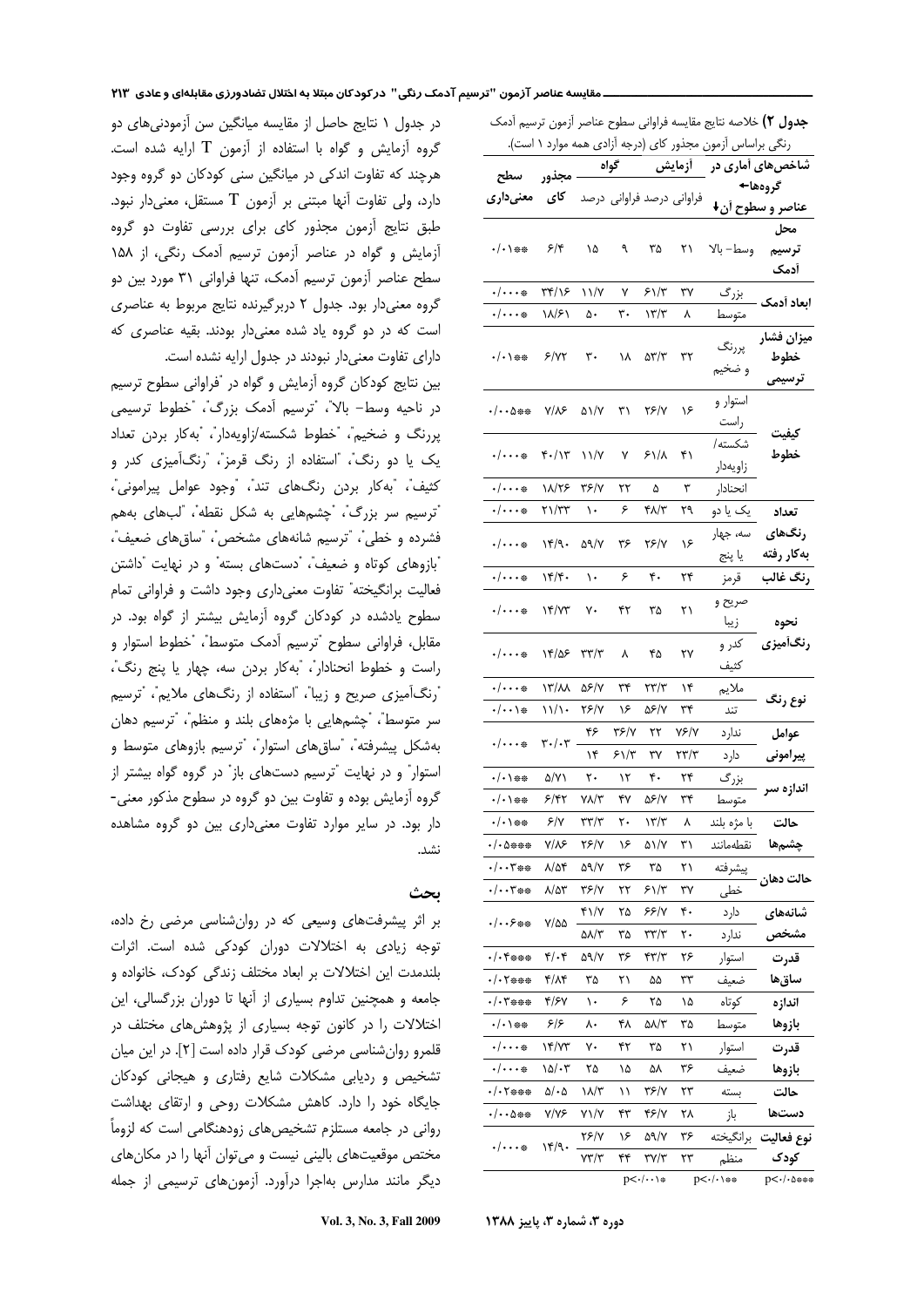**جدول ۲)** خلاصه نتایج مقایسه فراوانی سطوح عناصر آزمون ترسیم آدمک رنگی براساس آزمون مجذور کای (درجه آزادی همه موارد ۱ است).

| شاخص‌های آماری در گروه‌ها← عناصر و سطوح آن↓ | | آزمایش فراوانی | آزمایش درصد | گواه فراوانی | گواه درصد | مجذور کای | سطح معنی‌داری |
|---|---|---|---|---|---|---|---|
| محل ترسیم آدمک | وسط- بالا | ۲۱ | ۳۵ | ۹ | ۱۵ | ۶/۴ | ۰/۰۱** |
| ابعاد آدمک | بزرگ | ۳۷ | ۶۱/۳ | ۷ | ۱۱/۷ | ۳۴/۱۶ | ۰/۰۰۰* |
| | متوسط | ۸ | ۱۳/۳ | ۳۰ | ۵۰ | ۱۸/۶۱ | ۰/۰۰۰* |
| میزان فشار خطوط ترسیمی | پررنگ و ضخیم | ۳۲ | ۵۳/۳ | ۱۸ | ۳۰ | ۶/۷۲ | ۰/۰۱** |
| کیفیت خطوط | استوار و راست | ۱۶ | ۲۶/۷ | ۳۱ | ۵۱/۷ | ۷/۸۶ | ۰/۰۰۵** |
| | شکسته/ زاویه‌دار | ۴۱ | ۶۱/۸ | ۷ | ۱۱/۷ | ۴۰/۱۳ | ۰/۰۰۰* |
| | انحنادار | ۳ | ۵ | ۲۲ | ۳۶/۷ | ۱۸/۲۶ | ۰/۰۰۰* |
| تعداد رنگ‌های به‌کار رفته | یک یا دو | ۲۹ | ۴۸/۳ | ۶ | ۱۰ | ۲۱/۳۳ | ۰/۰۰۰* |
| | سه، چهار یا پنج | ۱۶ | ۲۶/۷ | ۳۶ | ۵۹/۷ | ۱۴/۹۰ | ۰/۰۰۰* |
| رنگ غالب | قرمز | ۲۴ | ۴۰ | ۶ | ۱۰ | ۱۴/۴۰ | ۰/۰۰۰* |
| نحوه رنگ‌آمیزی | صریح و زیبا | ۲۱ | ۳۵ | ۴۲ | ۷۰ | ۱۴/۷۳ | ۰/۰۰۰* |
| | کدر و کثیف | ۲۷ | ۴۵ | ۸ | ۳۳/۳ | ۱۴/۵۶ | ۰/۰۰۰* |
| نوع رنگ | ملایم | ۱۴ | ۲۳/۳ | ۳۴ | ۵۶/۷ | ۱۳/۸۸ | ۰/۰۰۰* |
| | تند | ۳۴ | ۵۶/۷ | ۱۶ | ۲۶/۷ | ۱۱/۱۰ | ۰/۰۰۱* |
| عوامل پیرامونی | ندارد | ۷۶/۷ | ۲۲ | ۳۶/۷ | ۴۶ | ۳۰/۰۳ | ۰/۰۰۰* |
| | دارد | ۲۳/۳ | ۳۷ | ۶۱/۳ | ۱۴ | | |
| اندازه سر | بزرگ | ۲۴ | ۴۰ | ۱۲ | ۲۰ | ۵/۷۱ | ۰/۰۱** |
| | متوسط | ۳۴ | ۵۶/۷ | ۴۷ | ۷۸/۳ | ۶/۴۲ | ۰/۰۱** |
| حالت چشم‌ها | با مژه بلند | ۸ | ۱۳/۳ | ۲۰ | ۳۳/۳ | ۶/۷ | ۰/۰۱** |
| | نقطه‌مانند | ۳۱ | ۵۱/۷ | ۱۶ | ۲۶/۷ | ۷/۸۶ | ۰/۰۵*** |
| حالت دهان | پیشرفته | ۲۱ | ۳۵ | ۳۶ | ۵۹/۷ | ۸/۵۴ | ۰/۰۰۳** |
| | خطی | ۳۷ | ۶۱/۳ | ۲۲ | ۳۶/۷ | ۸/۵۳ | ۰/۰۰۳** |
| شانه‌های مشخص | دارد | ۴۰ | ۶۶/۷ | ۲۵ | ۴۱/۷ | ۷/۵۵ | ۰/۰۰۶** |
| | ندارد | ۲۰ | ۳۳/۳ | ۳۵ | ۵۸/۳ | | |
| قدرت ساق‌ها | استوار | ۲۶ | ۴۳/۳ | ۳۶ | ۵۹/۷ | ۴/۰۴ | ۰/۰۴*** |
| | ضعیف | ۳۳ | ۵۵ | ۲۱ | ۳۵ | ۴/۸۴ | ۰/۰۲*** |
| اندازه بازوها | کوتاه | ۱۵ | ۲۵ | ۶ | ۱۰ | ۴/۶۷ | ۰/۰۳*** |
| | متوسط | ۳۵ | ۵۸/۳ | ۴۸ | ۸۰ | ۶/۶ | ۰/۰۱** |
| قدرت بازوها | استوار | ۲۱ | ۳۵ | ۴۲ | ۷۰ | ۱۴/۷۳ | ۰/۰۰۰* |
| | ضعیف | ۳۶ | ۵۸ | ۱۵ | ۲۵ | ۱۵/۰۳ | ۰/۰۰۰* |
| حالت دست‌ها | بسته | ۲۳ | ۳۶/۷ | ۱۱ | ۱۸/۳ | ۵/۰۵ | ۰/۰۲*** |
| | باز | ۲۸ | ۴۶/۷ | ۴۳ | ۷۱/۷ | ۷/۷۶ | ۰/۰۰۵** |
| نوع فعالیت کودک | برانگیخته | ۳۶ | ۵۹/۷ | ۱۶ | ۲۶/۷ | ۱۴/۹۰ | ۰/۰۰۰* |
| | منظم | ۲۳ | ۳۷/۳ | ۴۴ | ۷۳/۳ | | |

p<۰/۰۰۱* &nbsp;&nbsp; p<۰/۰۱** &nbsp;&nbsp; p<۰/۰۵***

در جدول ۱ نتایج حاصل از مقایسه میانگین سن آزمودنی‌های دو گروه آزمایش و گواه با استفاده از آزمون T ارایه شده است. هرچند که تفاوت اندکی در میانگین سنی کودکان دو گروه وجود دارد، ولی تفاوت آنها مبتنی بر آزمون T مستقل، معنی‌دار نبود. طبق نتایج آزمون مجذور کای برای بررسی تفاوت دو گروه آزمایش و گواه در عناصر آزمون ترسیم آدمک رنگی، از ۱۵۸ سطح عناصر آزمون ترسیم آدمک، تنها فراوانی ۳۱ مورد بین دو گروه معنی‌دار بود. جدول ۲ دربرگیرنده نتایج مربوط به عناصری است که در دو گروه یاد شده معنی‌دار بودند. بقیه عناصری که دارای تفاوت معنی‌دار نبودند در جدول ارایه نشده است.

بین نتایج کودکان گروه آزمایش و گواه در "فراوانی سطوح ترسیم در ناحیه وسط- بالا"، "ترسیم آدمک بزرگ"، "خطوط ترسیمی پررنگ و ضخیم"، "خطوط شکسته/زاویه‌دار"، "به‌کار بردن تعداد یک یا دو رنگ"، "استفاده از رنگ قرمز"، "رنگ‌آمیزی کدر و کثیف"، "به‌کار بردن رنگ‌های تند"، "وجود عوامل پیرامونی"، "ترسیم سر بزرگ"، "چشم‌هایی به شکل نقطه"، "لب‌های به‌هم فشرده و خطی"، "ترسیم شانه‌های مشخص"، "ساق‌های ضعیف"، "بازوهای کوتاه و ضعیف"، "دست‌های بسته" و در نهایت "داشتن فعالیت برانگیخته" تفاوت معنی‌داری وجود داشت و فراوانی تمام سطوح یادشده در کودکان گروه آزمایش بیشتر از گواه بود. در مقابل، فراوانی سطوح "ترسیم آدمک متوسط"، "خطوط استوار و راست و خطوط انحنادار"، "به‌کار بردن سه، چهار یا پنج رنگ"، "رنگ‌آمیزی صریح و زیبا"، "استفاده از رنگ‌های ملایم"، "ترسیم سر متوسط"، "چشم‌هایی با مژه‌های بلند و منظم"، "ترسیم دهان به‌شکل پیشرفته"، "ساق‌های استوار"، "ترسیم بازوهای متوسط و استوار" و در نهایت "ترسیم دست‌های باز" در گروه گواه بیشتر از گروه آزمایش بوده و تفاوت بین دو گروه در سطوح مذکور معنی‌دار بود. در سایر موارد تفاوت معنی‌داری بین دو گروه مشاهده نشد.

## بحث

بر اثر پیشرفت‌های وسیعی که در روان‌شناسی مرضی رخ داده، توجه زیادی به اختلالات دوران کودکی شده است. اثرات بلندمدت این اختلالات بر ابعاد مختلف زندگی کودک، خانواده و جامعه و همچنین تداوم بسیاری از آنها تا دوران بزرگسالی، این اختلالات را در کانون توجه بسیاری از پژوهش‌های مختلف در قلمرو روان‌شناسی مرضی کودک قرار داده است [2]. در این میان تشخیص و ردیابی مشکلات شایع رفتاری و هیجانی کودکان جایگاه خود را دارد. کاهش مشکلات روحی و ارتقای بهداشت روانی در جامعه مستلزم تشخیص‌های زودهنگامی است که لزوماً مختص موقعیت‌های بالینی نیست و می‌توان آنها را در مکان‌های دیگر مانند مدارس به‌اجرا درآورد. آزمون‌های ترسیمی از جمله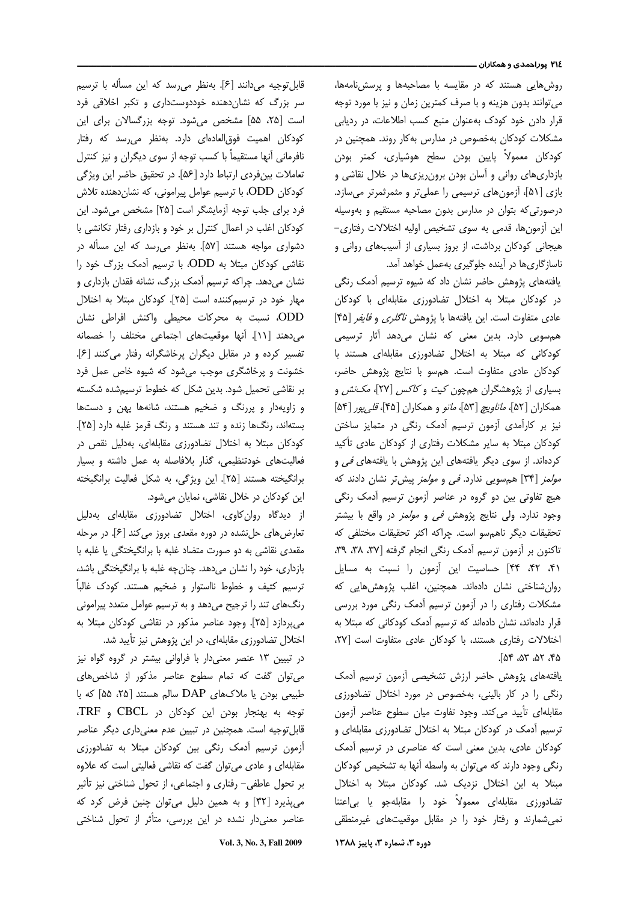روش‌هایی هستند که در مقایسه با مصاحبه‌ها و پرسش‌نامه‌ها، می‌توانند بدون هزینه و با صرف کمترین زمان و نیز با مورد توجه قرار دادن خود کودک به‌عنوان منبع کسب اطلاعات، در ردیابی مشکلات کودکان به‌خصوص در مدارس به‌کار روند. همچنین در کودکان معمولاً پایین بودن سطح هوشیاری، کمتر بودن بازداری‌های روانی و آسان بودن برون‌ریزی‌ها در خلال نقاشی و بازی [۵۱]، آزمون‌های ترسیمی را عملی‌تر و مثمرثمرتر می‌سازد. درصورتی‌که بتوان در مدارس بدون مصاحبه مستقیم و به‌وسیله این آزمون‌ها، قدمی به سوی تشخیص اولیه اختلالات رفتاری- هیجانی کودکان برداشت، از بروز بسیاری از آسیب‌های روانی و ناسازگاری‌ها در آینده جلوگیری به‌عمل خواهد آمد.

یافته‌های پژوهش حاضر نشان داد که شیوه ترسیم آدمک رنگی در کودکان مبتلا به اختلال تضادورزی مقابله‌ای با کودکان عادی متفاوت است. این یافته‌ها با پژوهش *ناگلری و فایفر* [۴۵] همسویی دارد. بدین معنی که نشان می‌دهد آثار ترسیمی کودکانی که مبتلا به اختلال تضادورزی مقابله‌ای هستند با کودکان عادی متفاوت است. همسو با نتایج پژوهش حاضر، بسیاری از پژوهشگران همچون *کیت و کاکس* [۲۷]، *مک‌نش* و همکاران [۵۲]، *ماتاویچ* [۵۳]، *ماتو* و همکاران [۴۵]، *قلی‌پور* [۵۴] نیز بر کارآمدی آزمون ترسیم آدمک رنگی در متمایز ساختن کودکان مبتلا به سایر مشکلات رفتاری از کودکان عادی تأکید کرده‌اند. از سوی دیگر یافته‌های این پژوهش با یافته‌های *فی* و *مولمز* [۳۴] همسویی ندارد. *فی* و *مولمز* پیش‌تر نشان دادند که هیچ تفاوتی بین دو گروه در عناصر آزمون ترسیم آدمک رنگی وجود ندارد. ولی نتایج پژوهش *فی* و *مولمز* در واقع با بیشتر تحقیقات دیگر ناهمسو است. چراکه اکثر تحقیقات مختلفی که تاکنون بر آزمون ترسیم آدمک رنگی انجام گرفته [۳۷، ۳۸، ۳۹، ۴۱، ۴۲، ۴۴] حساسیت این آزمون را نسبت به مسایل روان‌شناختی نشان داده‌اند. همچنین، اغلب پژوهش‌هایی که مشکلات رفتاری را در آزمون ترسیم آدمک رنگی مورد بررسی قرار داده‌اند، نشان داده‌اند که ترسیم آدمک کودکانی که مبتلا به اختلالات رفتاری هستند، با کودکان عادی متفاوت است [۲۷، ۴۵، ۵۲، ۵۳، ۵۴].

یافته‌های پژوهش حاضر ارزش تشخیصی آزمون ترسیم آدمک رنگی را در کار بالینی، به‌خصوص در مورد اختلال تضادورزی مقابله‌ای تأیید می‌کند. وجود تفاوت میان سطوح عناصر آزمون ترسیم آدمک در کودکان مبتلا به اختلال تضادورزی مقابله‌ای و کودکان عادی، بدین معنی است که عناصری در ترسیم آدمک رنگی وجود دارند که می‌توان به واسطه آنها به تشخیص کودکان مبتلا به این اختلال نزدیک شد. کودکان مبتلا به اختلال تضادورزی مقابله‌ای معمولاً خود را مقابله‌جو یا بی‌اعتنا نمی‌شمارند و رفتار خود را در مقابل موقعیت‌های غیرمنطقی قابل‌توجیه می‌دانند [۶]. به‌نظر می‌رسد که این مسأله با ترسیم سر بزرگ که نشان‌دهنده خوددوست‌داری و تکبر اخلاقی فرد است [۲۵، ۵۵] مشخص می‌شود. توجه بزرگسالان برای این کودکان اهمیت فوق‌العاده‌ای دارد. به‌نظر می‌رسد که رفتار نافرمانی آنها مستقیماً با کسب توجه از سوی دیگران و نیز کنترل تعاملات بین‌فردی ارتباط دارد [۵۶]. در تحقیق حاضر این ویژگی کودکان ODD، با ترسیم عوامل پیرامونی، که نشان‌دهنده تلاش فرد برای جلب توجه آزمایشگر است [۲۵] مشخص می‌شود. این کودکان اغلب در اعمال کنترل بر خود و بازداری رفتار تکانشی با دشواری مواجه هستند [۵۷]. به‌نظر می‌رسد که این مسأله در نقاشی کودکان مبتلا به ODD، با ترسیم آدمک بزرگ خود را نشان می‌دهد. چراکه ترسیم آدمک بزرگ، نشانه فقدان بازداری و مهار خود در ترسیم‌کننده است [۲۵]. کودکان مبتلا به اختلال ODD، نسبت به محرکات محیطی واکنش افراطی نشان می‌دهند [۱۱]. آنها موقعیت‌های اجتماعی مختلف را خصمانه تفسیر کرده و در مقابل دیگران پرخاشگرانه رفتار می‌کنند [۶]. خشونت و پرخاشگری موجب می‌شود که شیوه خاص عمل فرد بر نقاشی تحمیل شود. بدین شکل که خطوط ترسیم‌شده شکسته و زاویه‌دار و پررنگ و ضخیم هستند، شانه‌ها پهن و دست‌ها بسته‌اند، رنگ‌ها زنده و تند هستند و رنگ قرمز غلبه دارد [۲۵]. کودکان مبتلا به اختلال تضادورزی مقابله‌ای، به‌دلیل نقص در فعالیت‌های خودتنظیمی، گذار بلافاصله به عمل داشته و بسیار برانگیخته هستند [۲۵]. این ویژگی، به شکل فعالیت برانگیخته این کودکان در خلال نقاشی، نمایان می‌شود.

از دیدگاه روان‌کاوی، اختلال تضادورزی مقابله‌ای به‌دلیل تعارض‌های حل‌نشده در دوره مقعدی بروز می‌کند [۶]. در مرحله مقعدی نقاشی به دو صورت متضاد غلبه با برانگیختگی یا غلبه با بازداری، خود را نشان می‌دهد. چنان‌چه غلبه با برانگیختگی باشد، ترسیم کثیف و خطوط نااستوار و ضخیم هستند. کودک غالباً رنگ‌های تند را ترجیح می‌دهد و به ترسیم عوامل متعدد پیرامونی می‌پردازد [۲۵]. وجود عناصر مذکور در نقاشی کودکان مبتلا به اختلال تضادورزی مقابله‌ای، در این پژوهش نیز تأیید شد.

در تبیین ۱۳ عنصر معنی‌دار با فراوانی بیشتر در گروه گواه نیز می‌توان گفت که تمام سطوح عناصر مذکور از شاخص‌های طبیعی بودن یا ملاک‌های DAP سالم هستند [۲۵، ۵۵] که با توجه به بهنجار بودن این کودکان در CBCL و TRF، قابل‌توجیه است. همچنین در تبیین عدم معنی‌داری دیگر عناصر آزمون ترسیم آدمک رنگی بین کودکان مبتلا به تضادورزی مقابله‌ای و عادی می‌توان گفت که نقاشی فعالیتی است که علاوه بر تحول عاطفی- رفتاری و اجتماعی، از تحول شناختی نیز تأثیر می‌پذیرد [۳۲] و به همین دلیل می‌توان چنین فرض کرد که عناصر معنی‌دار نشده در این بررسی، متأثر از تحول شناختی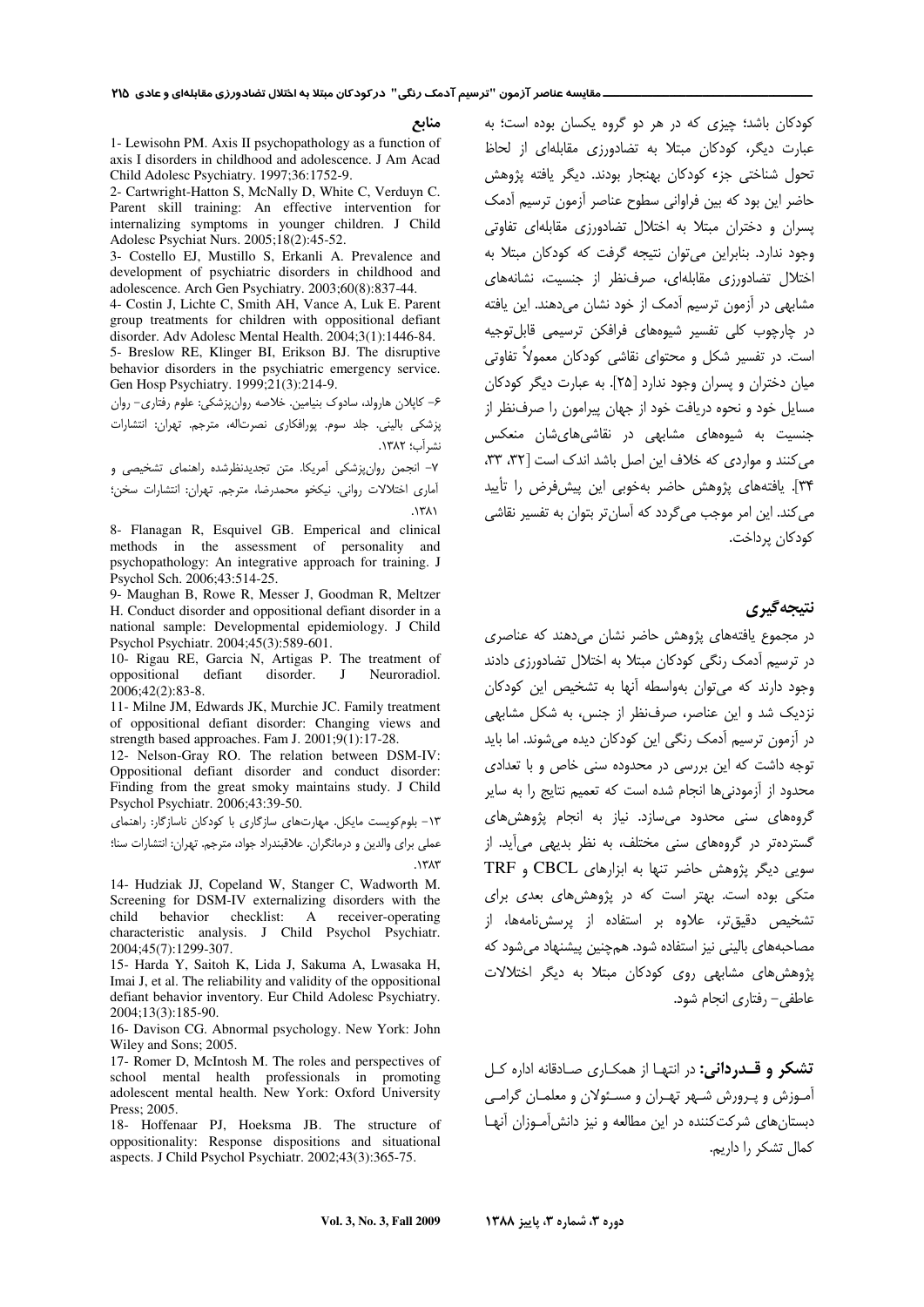کودکان باشد؛ چیزی که در هر دو گروه یکسان بوده است؛ به عبارت دیگر، کودکان مبتلا به تضادورزی مقابله‌ای از لحاظ تحول شناختی جزء کودکان بهنجار بودند. دیگر یافته پژوهش حاضر این بود که بین فراوانی سطوح عناصر آزمون ترسیم آدمک پسران و دختران مبتلا به اختلال تضادورزی مقابله‌ای تفاوتی وجود ندارد. بنابراین می‌توان نتیجه گرفت که کودکان مبتلا به اختلال تضادورزی مقابله‌ای، صرف‌نظر از جنسیت، نشانه‌های مشابهی در آزمون ترسیم آدمک از خود نشان می‌دهند. این یافته در چارچوب کلی تفسیر شیوه‌های فرافکن ترسیمی قابل‌توجیه است. در تفسیر شکل و محتوای نقاشی کودکان معمولاً تفاوتی میان دختران و پسران وجود ندارد [۲۵]. به عبارت دیگر کودکان مسایل خود و نحوه دریافت خود از جهان پیرامون را صرف‌نظر از جنسیت به شیوه‌های مشابهی در نقاشی‌های‌شان منعکس می‌کنند و مواردی که خلاف این اصل باشد اندک است [۳۲، ۳۳، ۳۴]. یافته‌های پژوهش حاضر به‌خوبی این پیش‌فرض را تأیید می‌کند. این امر موجب می‌گردد که آسان‌تر بتوان به تفسیر نقاشی کودکان پرداخت.

## نتیجه‌گیری

در مجموع یافته‌های پژوهش حاضر نشان می‌دهند که عناصری در ترسیم آدمک رنگی کودکان مبتلا به اختلال تضادورزی دادند وجود دارند که می‌توان به‌واسطه آنها به تشخیص این کودکان نزدیک شد و این عناصر، صرف‌نظر از جنس، به شکل مشابهی در آزمون ترسیم آدمک رنگی این کودکان دیده می‌شوند. اما باید توجه داشت که این بررسی در محدوده سنی خاص و با تعدادی محدود از آزمودنی‌ها انجام شده است که تعمیم نتایج را به سایر گروه‌های سنی محدود می‌سازد. نیاز به انجام پژوهش‌های گسترده‌تر در گروه‌های سنی مختلف، به نظر بدیهی می‌آید. از سویی دیگر پژوهش حاضر تنها به ابزارهای CBCL و TRF متکی بوده است. بهتر است که در پژوهش‌های بعدی برای تشخیص دقیق‌تر، علاوه بر استفاده از پرسش‌نامه‌ها، از مصاحبه‌های بالینی نیز استفاده شود. همچنین پیشنهاد می‌شود که پژوهش‌های مشابهی روی کودکان مبتلا به دیگر اختلالات عاطفی- رفتاری انجام شود.

**تشکر و قدردانی:** در انتها از همکاری صادقانه اداره کل آموزش و پرورش شهر تهران و مسئولان و معلمان گرامی دبستان‌های شرکت‌کننده در این مطالعه و نیز دانش‌آموزان آنها کمال تشکر را داریم.

## منابع

1- Lewisohn PM. Axis II psychopathology as a function of axis I disorders in childhood and adolescence. J Am Acad Child Adolesc Psychiatry. 1997;36:1752-9.

2- Cartwright-Hatton S, McNally D, White C, Verduyn C. Parent skill training: An effective intervention for internalizing symptoms in younger children. J Child Adolesc Psychiat Nurs. 2005;18(2):45-52.

3- Costello EJ, Mustillo S, Erkanli A. Prevalence and development of psychiatric disorders in childhood and adolescence. Arch Gen Psychiatry. 2003;60(8):837-44.

4- Costin J, Lichte C, Smith AH, Vance A, Luk E. Parent group treatments for children with oppositional defiant disorder. Adv Adolesc Mental Health. 2004;3(1):1446-84.

5- Breslow RE, Klinger BI, Erikson BJ. The disruptive behavior disorders in the psychiatric emergency service. Gen Hosp Psychiatry. 1999;21(3):214-9.

۶- کاپلان هارولد، سادوک بنیامین. خلاصه روان‌پزشکی: علوم رفتاری- روان پزشکی بالینی. جلد سوم. پورافکاری نصرت‌اله، مترجم. تهران: انتشارات شهرآب؛ ۱۳۸۲.

۷- انجمن روان‌پزشکی آمریکا. متن تجدیدنظرشده راهنمای تشخیصی و آماری اختلالات روانی. نیکخو محمدرضا، مترجم. تهران: انتشارات سخن؛ ۱۳۸۱.

8- Flanagan R, Esquivel GB. Emperical and clinical methods in the assessment of personality and psychopathology: An integrative approach for training. J Psychol Sch. 2006;43:514-25.

9- Maughan B, Rowe R, Messer J, Goodman R, Meltzer H. Conduct disorder and oppositional defiant disorder in a national sample: Developmental epidemiology. J Child Psychol Psychiatr. 2004;45(3):589-601.

10- Rigau RE, Garcia N, Artigas P. The treatment of oppositional defiant disorder. J Neuroradiol. 2006;42(2):83-8.

11- Milne JM, Edwards JK, Murchie JC. Family treatment of oppositional defiant disorder: Changing views and strength based approaches. Fam J. 2001;9(1):17-28.

12- Nelson-Gray RO. The relation between DSM-IV: Oppositional defiant disorder and conduct disorder: Finding from the great smoky maintains study. J Child Psychol Psychiatr. 2006;43:39-50.

۱۳- بلوم‌کویست مایکل. مهارت‌های سازگاری با کودکان ناسازگار: راهنمای عملی برای والدین و درمانگران. علاقبندراد جواد، مترجم. تهران: انتشارات سنا؛ ۱۳۸۳.

14- Hudziak JJ, Copeland W, Stanger C, Wadworth M. Screening for DSM-IV externalizing disorders with the child behavior checklist: A receiver-operating characteristic analysis. J Child Psychol Psychiatr. 2004;45(7):1299-307.

15- Harda Y, Saitoh K, Lida J, Sakuma A, Lwasaka H, Imai J, et al. The reliability and validity of the oppositional defiant behavior inventory. Eur Child Adolesc Psychiatry. 2004;13(3):185-90.

16- Davison CG. Abnormal psychology. New York: John Wiley and Sons; 2005.

17- Romer D, McIntosh M. The roles and perspectives of school mental health professionals in promoting adolescent mental health. New York: Oxford University Press; 2005.

18- Hoffenaar PJ, Hoeksma JB. The structure of oppositionality: Response dispositions and situational aspects. J Child Psychol Psychiatr. 2002;43(3):365-75.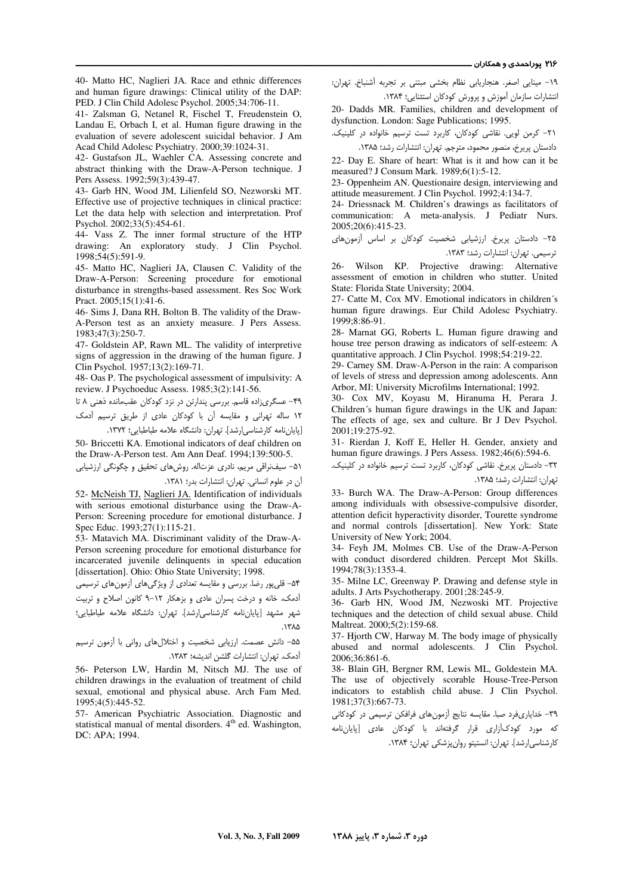۱۹- مینایی اصغر. هنجاریابی نظام بخشی مبتنی بر تجربه آشنباخ. تهران: انتشارات سازمان آموزش و پرورش کودکان استثنایی؛ ۱۳۸۴.

20- Dadds MR. Families, children and development of dysfunction. London: Sage Publications; 1995.

۲۱- کرمن لویی. نقاشی کودکان، کاربرد تست ترسیم خانواده در کلینیک. دادستان پریرخ، منصور محمود، مترجم. تهران: انتشارات رشد؛ ۱۳۸۵.

22- Day E. Share of heart: What is it and how can it be measured? J Consum Mark. 1989;6(1):5-12.

23- Oppenheim AN. Questionaire design, interviewing and attitude measurement. J Clin Psychol. 1992;4:134-7.

24- Driessnack M. Children's drawings as facilitators of communication: A meta-analysis. J Pediatr Nurs. 2005;20(6):415-23.

۲۵- دادستان پریرخ. ارزشیابی شخصیت کودکان بر اساس آزمون‌های ترسیمی. تهران: انتشارات رشد؛ ۱۳۸۳.

26- Wilson KP. Projective drawing: Alternative assessment of emotion in children who stutter. United State: Florida State University; 2004.

27- Catte M, Cox MV. Emotional indicators in children´s human figure drawings. Eur Child Adolesc Psychiatry. 1999;8:86-91.

28- Marnat GG, Roberts L. Human figure drawing and house tree person drawing as indicators of self-esteem: A quantitative approach. J Clin Psychol. 1998;54:219-22.

29- Carney SM. Draw-A-Person in the rain: A comparison of levels of stress and depression among adolescents. Ann Arbor, MI: University Microfilms International; 1992.

30- Cox MV, Koyasu M, Hiranuma H, Perara J. Children´s human figure drawings in the UK and Japan: The effects of age, sex and culture. Br J Dev Psychol. 2001;19:275-92.

31- Rierdan J, Koff E, Heller H. Gender, anxiety and human figure drawings. J Pers Assess. 1982;46(6):594-6.

۳۲- دادستان پریرخ. نقاشی کودکان، کاربرد تست ترسیم خانواده در کلینیک. تهران: انتشارات رشد؛ ۱۳۸۵.

33- Burch WA. The Draw-A-Person: Group differences among individuals with obsessive-compulsive disorder, attention deficit hyperactivity disorder, Tourette syndrome and normal controls [dissertation]. New York: State University of New York; 2004.

34- Feyh JM, Molmes CB. Use of the Draw-A-Person with conduct disordered children. Percept Mot Skills. 1994;78(3):1353-4.

35- Milne LC, Greenway P. Drawing and defense style in adults. J Arts Psychotherapy. 2001;28:245-9.

36- Garb HN, Wood JM, Nezworski MT. Projective techniques and the detection of child sexual abuse. Child Maltreat. 2000;5(2):159-68.

37- Hjorth CW, Harway M. The body image of physically abused and normal adolescents. J Clin Psychol. 2006;36:861-6.

38- Blain GH, Bergner RM, Lewis ML, Goldestein MA. The use of objectively scorable House-Tree-Person indicators to establish child abuse. J Clin Psychol. 1981;37(3):667-73.

۳۹- خدایاری‌فرد صبا. مقایسه نتایج آزمون‌های فرافکن ترسیمی در کودکانی که مورد کودک‌آزاری قرار گرفته‌اند با کودکان عادی [پایان‌نامه کارشناسی‌ارشد]. تهران: انستیتو روان‌پزشکی تهران؛ ۱۳۸۴.

40- Matto HC, Naglieri JA. Race and ethnic differences and human figure drawings: Clinical utility of the DAP: PED. J Clin Child Adolesc Psychol. 2005;34:706-11.

41- Zalsman G, Netanel R, Fischel T, Freudenstein O, Landau E, Orbach I, et al. Human figure drawing in the evaluation of severe adolescent suicidal behavior. J Am Acad Child Adolesc Psychiatry. 2000;39:1024-31.

42- Gustafson JL, Waehler CA. Assessing concrete and abstract thinking with the Draw-A-Person technique. J Pers Assess. 1992;59(3):439-47.

43- Garb HN, Wood JM, Lilienfeld SO, Nezworski MT. Effective use of projective techniques in clinical practice: Let the data help with selection and interpretation. Prof Psychol. 2002;33(5):454-61.

44- Vass Z. The inner formal structure of the HTP drawing: An exploratory study. J Clin Psychol. 1998;54(5):591-9.

45- Matto HC, Naglieri JA, Clausen C. Validity of the Draw-A-Person: Screening procedure for emotional disturbance in strengths-based assessment. Res Soc Work Pract. 2005;15(1):41-6.

46- Sims J, Dana RH, Bolton B. The validity of the Draw-A-Person test as an anxiety measure. J Pers Assess. 1983;47(3):250-7.

47- Goldstein AP, Rawn ML. The validity of interpretive signs of aggression in the drawing of the human figure. J Clin Psychol. 1957;13(2):169-71.

48- Oas P. The psychological assessment of impulsivity: A review. J Psychoeduc Assess. 1985;3(2):141-56.

۴۹- عسگری‌زاده قاسم. بررسی پندارتن در نزد کودکان عقب‌مانده ذهنی ۸ تا ۱۲ ساله تهرانی و مقایسه آن با کودکان عادی از طریق ترسیم آدمک [پایان‌نامه کارشناسی‌ارشد]. تهران: دانشگاه علامه طباطبایی؛ ۱۳۷۲.

50- Briccetti KA. Emotional indicators of deaf children on the Draw-A-Person test. Am Ann Deaf. 1994;139:500-5.

۵۱- سیف‌نراقی مریم، نادری عزت‌اله. روش‌های تحقیق و چگونگی ارزشیابی آن در علوم انسانی. تهران: انتشارات بدر؛ ۱۳۸۱.

52- McNeish TJ, Naglieri JA. Identification of individuals with serious emotional disturbance using the Draw-A-Person: Screening procedure for emotional disturbance. J Spec Educ. 1993;27(1):115-21.

53- Matavich MA. Discriminant validity of the Draw-A-Person screening procedure for emotional disturbance for incarcerated juvenile delinquents in special education [dissertation]. Ohio: Ohio State University; 1998.

۵۴- قلی‌پور رضا. بررسی و مقایسه تعدادی از ویژگی‌های آزمون‌های ترسیمی آدمک، خانه و درخت پسران عادی و بزهکار ۱۲-۹ کانون اصلاح و تربیت شهر مشهد [پایان‌نامه کارشناسی‌ارشد]. تهران: دانشگاه علامه طباطبایی؛ ۱۳۸۵.

۵۵- دانش عصمت. ارزیابی شخصیت و اختلال‌های روانی با آزمون ترسیم آدمک. تهران: انتشارات گلشن اندیشه؛ ۱۳۸۳.

56- Peterson LW, Hardin M, Nitsch MJ. The use of children drawings in the evaluation of treatment of child sexual, emotional and physical abuse. Arch Fam Med. 1995;4(5):445-52.

57- American Psychiatric Association. Diagnostic and statistical manual of mental disorders. 4th ed. Washington, DC: APA; 1994.